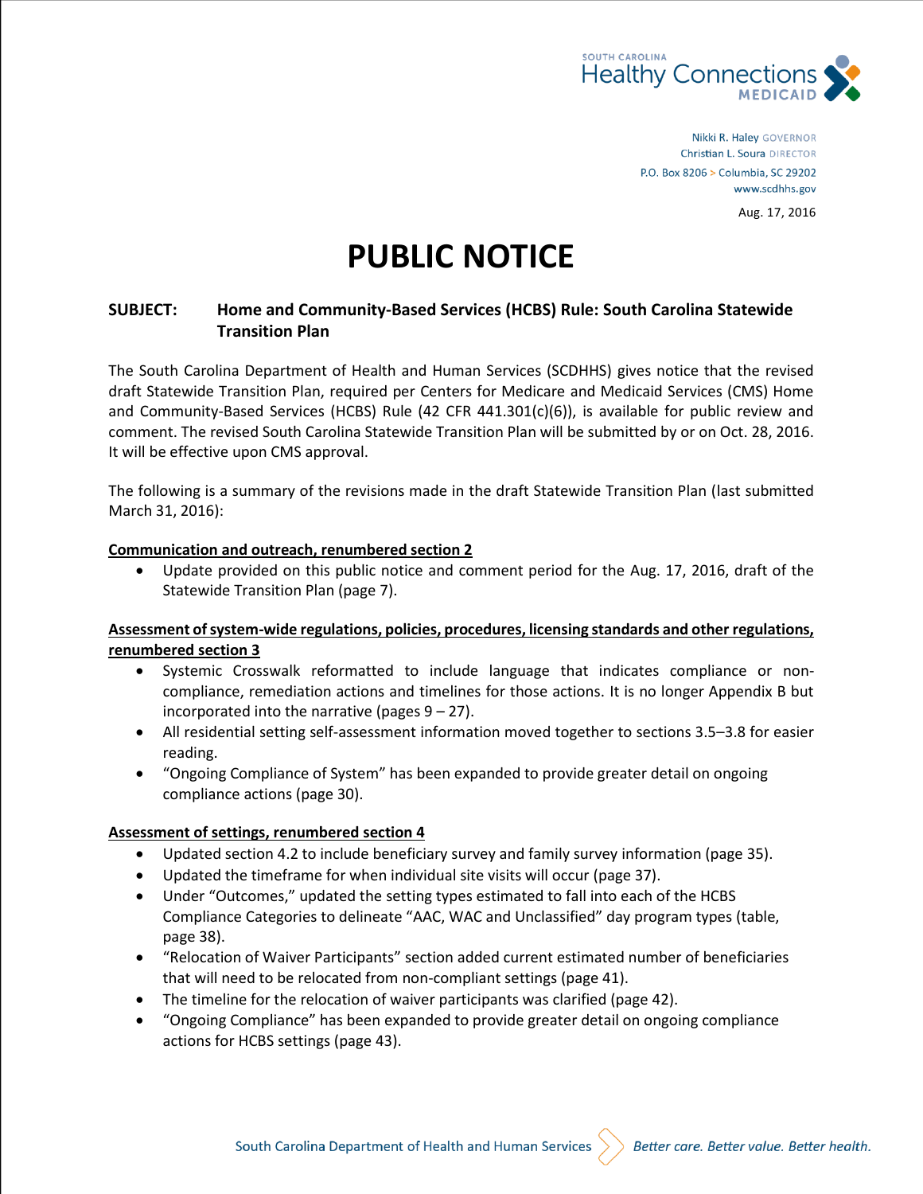SOUTH CAROLINA
Healthy Connections
MEDICAID

Nikki R. Haley GOVERNOR
Christian L. Soura DIRECTOR
P.O. Box 8206 > Columbia, SC 29202
www.scdhhs.gov

Aug. 17, 2016

# PUBLIC NOTICE

**SUBJECT: Home and Community-Based Services (HCBS) Rule: South Carolina Statewide Transition Plan**

The South Carolina Department of Health and Human Services (SCDHHS) gives notice that the revised draft Statewide Transition Plan, required per Centers for Medicare and Medicaid Services (CMS) Home and Community-Based Services (HCBS) Rule (42 CFR 441.301(c)(6)), is available for public review and comment. The revised South Carolina Statewide Transition Plan will be submitted by or on Oct. 28, 2016. It will be effective upon CMS approval.

The following is a summary of the revisions made in the draft Statewide Transition Plan (last submitted March 31, 2016):

**Communication and outreach, renumbered section 2**

- Update provided on this public notice and comment period for the Aug. 17, 2016, draft of the Statewide Transition Plan (page 7).

**Assessment of system-wide regulations, policies, procedures, licensing standards and other regulations, renumbered section 3**

- Systemic Crosswalk reformatted to include language that indicates compliance or non-compliance, remediation actions and timelines for those actions. It is no longer Appendix B but incorporated into the narrative (pages 9 – 27).
- All residential setting self-assessment information moved together to sections 3.5–3.8 for easier reading.
- "Ongoing Compliance of System" has been expanded to provide greater detail on ongoing compliance actions (page 30).

**Assessment of settings, renumbered section 4**

- Updated section 4.2 to include beneficiary survey and family survey information (page 35).
- Updated the timeframe for when individual site visits will occur (page 37).
- Under "Outcomes," updated the setting types estimated to fall into each of the HCBS Compliance Categories to delineate "AAC, WAC and Unclassified" day program types (table, page 38).
- "Relocation of Waiver Participants" section added current estimated number of beneficiaries that will need to be relocated from non-compliant settings (page 41).
- The timeline for the relocation of waiver participants was clarified (page 42).
- "Ongoing Compliance" has been expanded to provide greater detail on ongoing compliance actions for HCBS settings (page 43).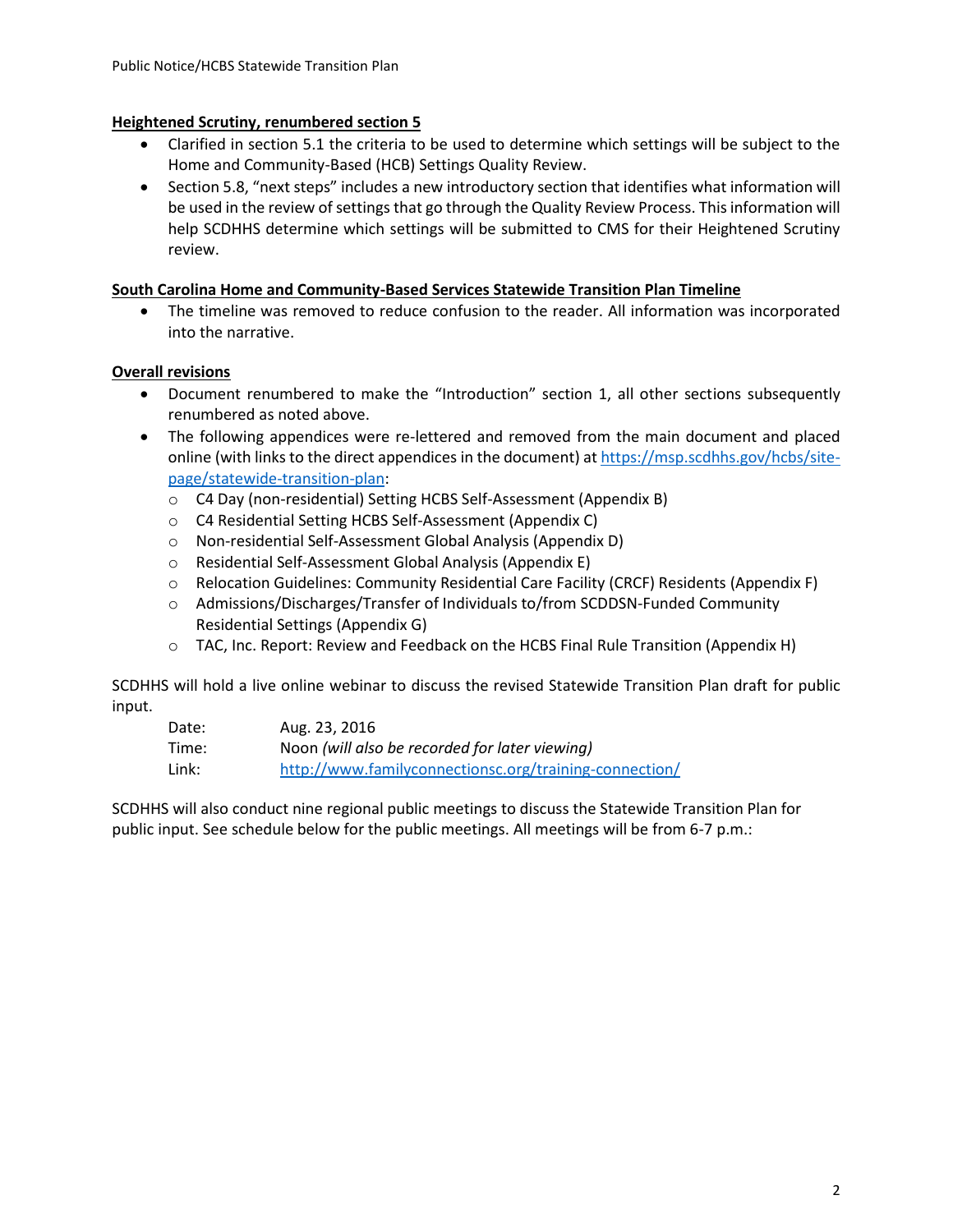**Heightened Scrutiny, renumbered section 5**

- Clarified in section 5.1 the criteria to be used to determine which settings will be subject to the Home and Community-Based (HCB) Settings Quality Review.
- Section 5.8, "next steps" includes a new introductory section that identifies what information will be used in the review of settings that go through the Quality Review Process. This information will help SCDHHS determine which settings will be submitted to CMS for their Heightened Scrutiny review.

**South Carolina Home and Community-Based Services Statewide Transition Plan Timeline**

- The timeline was removed to reduce confusion to the reader. All information was incorporated into the narrative.

**Overall revisions**

- Document renumbered to make the "Introduction" section 1, all other sections subsequently renumbered as noted above.
- The following appendices were re-lettered and removed from the main document and placed online (with links to the direct appendices in the document) at https://msp.scdhhs.gov/hcbs/site-page/statewide-transition-plan:
  - C4 Day (non-residential) Setting HCBS Self-Assessment (Appendix B)
  - C4 Residential Setting HCBS Self-Assessment (Appendix C)
  - Non-residential Self-Assessment Global Analysis (Appendix D)
  - Residential Self-Assessment Global Analysis (Appendix E)
  - Relocation Guidelines: Community Residential Care Facility (CRCF) Residents (Appendix F)
  - Admissions/Discharges/Transfer of Individuals to/from SCDDSN-Funded Community Residential Settings (Appendix G)
  - TAC, Inc. Report: Review and Feedback on the HCBS Final Rule Transition (Appendix H)

SCDHHS will hold a live online webinar to discuss the revised Statewide Transition Plan draft for public input.

Date: Aug. 23, 2016
Time: Noon *(will also be recorded for later viewing)*
Link: http://www.familyconnectionsc.org/training-connection/

SCDHHS will also conduct nine regional public meetings to discuss the Statewide Transition Plan for public input. See schedule below for the public meetings. All meetings will be from 6-7 p.m.: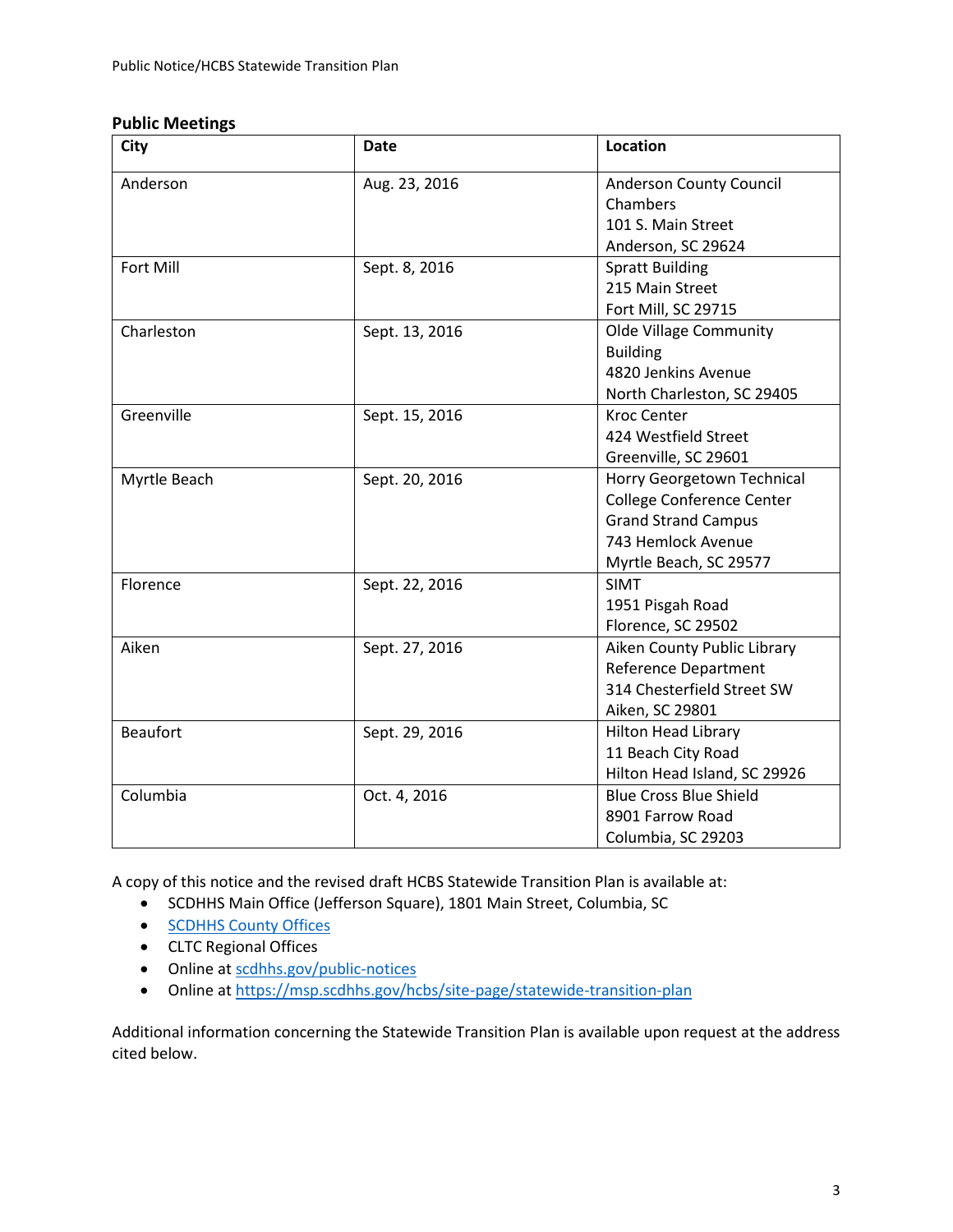### Public Meetings

| City | Date | Location |
|---|---|---|
| Anderson | Aug. 23, 2016 | Anderson County Council Chambers<br>101 S. Main Street<br>Anderson, SC 29624 |
| Fort Mill | Sept. 8, 2016 | Spratt Building<br>215 Main Street<br>Fort Mill, SC 29715 |
| Charleston | Sept. 13, 2016 | Olde Village Community Building<br>4820 Jenkins Avenue<br>North Charleston, SC 29405 |
| Greenville | Sept. 15, 2016 | Kroc Center<br>424 Westfield Street<br>Greenville, SC 29601 |
| Myrtle Beach | Sept. 20, 2016 | Horry Georgetown Technical College Conference Center<br>Grand Strand Campus<br>743 Hemlock Avenue<br>Myrtle Beach, SC 29577 |
| Florence | Sept. 22, 2016 | SIMT<br>1951 Pisgah Road<br>Florence, SC 29502 |
| Aiken | Sept. 27, 2016 | Aiken County Public Library<br>Reference Department<br>314 Chesterfield Street SW<br>Aiken, SC 29801 |
| Beaufort | Sept. 29, 2016 | Hilton Head Library<br>11 Beach City Road<br>Hilton Head Island, SC 29926 |
| Columbia | Oct. 4, 2016 | Blue Cross Blue Shield<br>8901 Farrow Road<br>Columbia, SC 29203 |

A copy of this notice and the revised draft HCBS Statewide Transition Plan is available at:

- SCDHHS Main Office (Jefferson Square), 1801 Main Street, Columbia, SC
- SCDHHS County Offices
- CLTC Regional Offices
- Online at scdhhs.gov/public-notices
- Online at https://msp.scdhhs.gov/hcbs/site-page/statewide-transition-plan

Additional information concerning the Statewide Transition Plan is available upon request at the address cited below.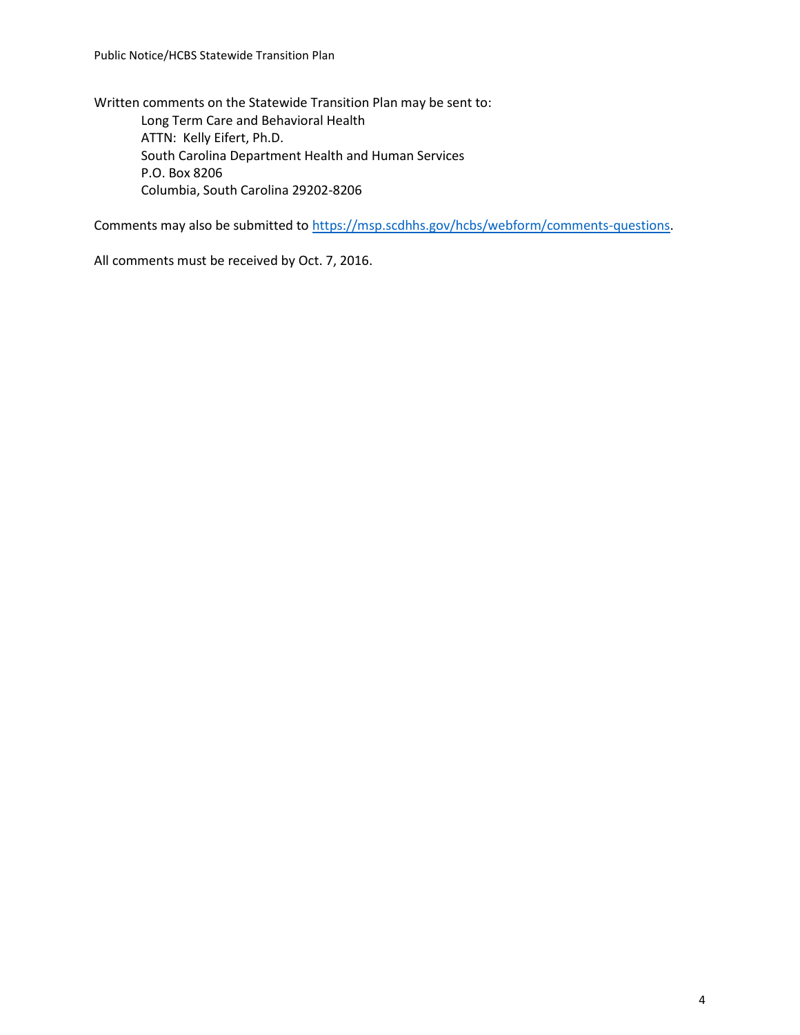Written comments on the Statewide Transition Plan may be sent to:

Long Term Care and Behavioral Health
ATTN: Kelly Eifert, Ph.D.
South Carolina Department Health and Human Services
P.O. Box 8206
Columbia, South Carolina 29202-8206

Comments may also be submitted to https://msp.scdhhs.gov/hcbs/webform/comments-questions.

All comments must be received by Oct. 7, 2016.